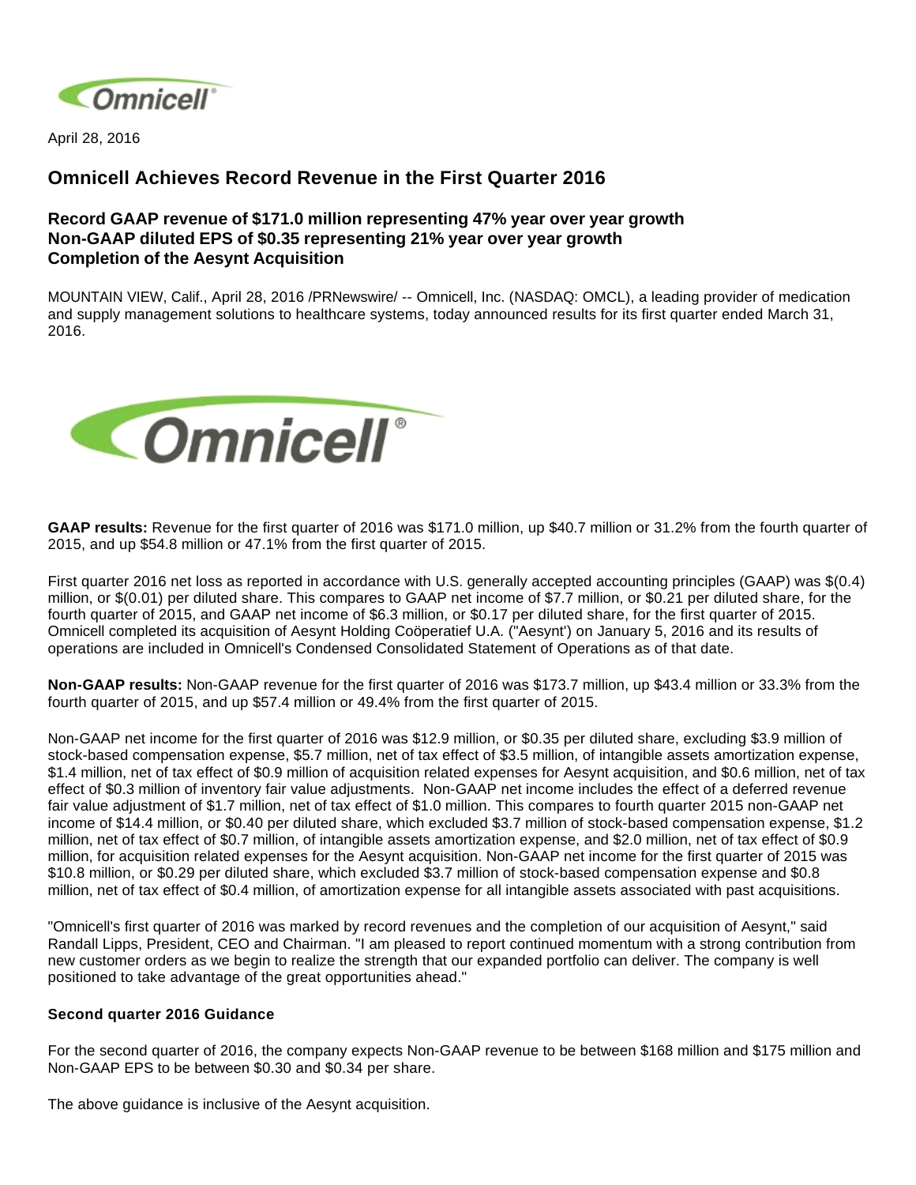April 28, 2016

# Omnicell Achieves Record Revenue in the First Quarter 2016

## Record GAAP revenue of $171.0 million representing 47% year over year growth
## Non-GAAP diluted EPS of $0.35 representing 21% year over year growth
## Completion of the Aesynt Acquisition

MOUNTAIN VIEW, Calif., April 28, 2016 /PRNewswire/ -- Omnicell, Inc. (NASDAQ: OMCL), a leading provider of medication and supply management solutions to healthcare systems, today announced results for its first quarter ended March 31, 2016.

**GAAP results:** Revenue for the first quarter of 2016 was $171.0 million, up $40.7 million or 31.2% from the fourth quarter of 2015, and up $54.8 million or 47.1% from the first quarter of 2015.

First quarter 2016 net loss as reported in accordance with U.S. generally accepted accounting principles (GAAP) was $(0.4) million, or $(0.01) per diluted share. This compares to GAAP net income of $7.7 million, or $0.21 per diluted share, for the fourth quarter of 2015, and GAAP net income of $6.3 million, or $0.17 per diluted share, for the first quarter of 2015. Omnicell completed its acquisition of Aesynt Holding Coöperatief U.A. ("Aesynt') on January 5, 2016 and its results of operations are included in Omnicell's Condensed Consolidated Statement of Operations as of that date.

**Non-GAAP results:** Non-GAAP revenue for the first quarter of 2016 was $173.7 million, up $43.4 million or 33.3% from the fourth quarter of 2015, and up $57.4 million or 49.4% from the first quarter of 2015.

Non-GAAP net income for the first quarter of 2016 was $12.9 million, or $0.35 per diluted share, excluding $3.9 million of stock-based compensation expense, $5.7 million, net of tax effect of $3.5 million, of intangible assets amortization expense, $1.4 million, net of tax effect of $0.9 million of acquisition related expenses for Aesynt acquisition, and $0.6 million, net of tax effect of $0.3 million of inventory fair value adjustments. Non-GAAP net income includes the effect of a deferred revenue fair value adjustment of $1.7 million, net of tax effect of $1.0 million. This compares to fourth quarter 2015 non-GAAP net income of $14.4 million, or $0.40 per diluted share, which excluded $3.7 million of stock-based compensation expense, $1.2 million, net of tax effect of $0.7 million, of intangible assets amortization expense, and $2.0 million, net of tax effect of $0.9 million, for acquisition related expenses for the Aesynt acquisition. Non-GAAP net income for the first quarter of 2015 was $10.8 million, or $0.29 per diluted share, which excluded $3.7 million of stock-based compensation expense and $0.8 million, net of tax effect of $0.4 million, of amortization expense for all intangible assets associated with past acquisitions.

"Omnicell's first quarter of 2016 was marked by record revenues and the completion of our acquisition of Aesynt," said Randall Lipps, President, CEO and Chairman. "I am pleased to report continued momentum with a strong contribution from new customer orders as we begin to realize the strength that our expanded portfolio can deliver. The company is well positioned to take advantage of the great opportunities ahead."

### Second quarter 2016 Guidance

For the second quarter of 2016, the company expects Non-GAAP revenue to be between $168 million and $175 million and Non-GAAP EPS to be between $0.30 and $0.34 per share.

The above guidance is inclusive of the Aesynt acquisition.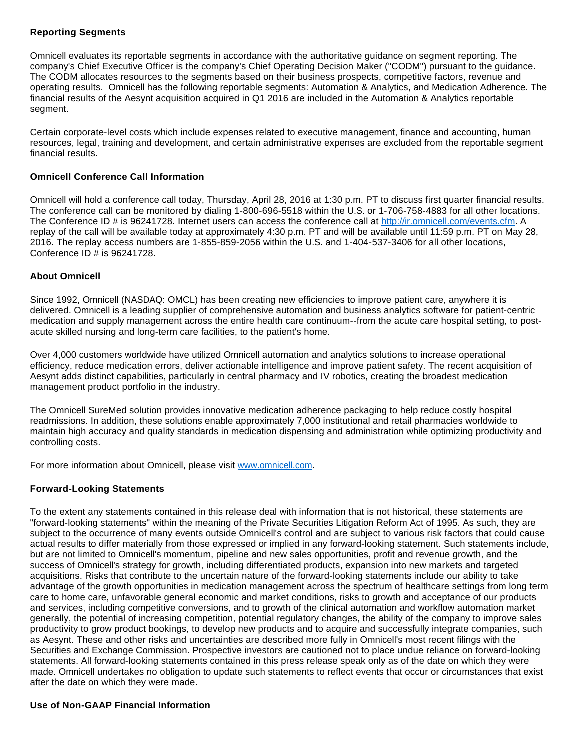### Reporting Segments

Omnicell evaluates its reportable segments in accordance with the authoritative guidance on segment reporting. The company's Chief Executive Officer is the company's Chief Operating Decision Maker ("CODM") pursuant to the guidance. The CODM allocates resources to the segments based on their business prospects, competitive factors, revenue and operating results. Omnicell has the following reportable segments: Automation & Analytics, and Medication Adherence. The financial results of the Aesynt acquisition acquired in Q1 2016 are included in the Automation & Analytics reportable segment.

Certain corporate-level costs which include expenses related to executive management, finance and accounting, human resources, legal, training and development, and certain administrative expenses are excluded from the reportable segment financial results.

### Omnicell Conference Call Information

Omnicell will hold a conference call today, Thursday, April 28, 2016 at 1:30 p.m. PT to discuss first quarter financial results. The conference call can be monitored by dialing 1-800-696-5518 within the U.S. or 1-706-758-4883 for all other locations. The Conference ID # is 96241728. Internet users can access the conference call at [http://ir.omnicell.com/events.cfm](http://ir.omnicell.com/events.cfm). A replay of the call will be available today at approximately 4:30 p.m. PT and will be available until 11:59 p.m. PT on May 28, 2016. The replay access numbers are 1-855-859-2056 within the U.S. and 1-404-537-3406 for all other locations, Conference ID # is 96241728.

### About Omnicell

Since 1992, Omnicell (NASDAQ: OMCL) has been creating new efficiencies to improve patient care, anywhere it is delivered. Omnicell is a leading supplier of comprehensive automation and business analytics software for patient-centric medication and supply management across the entire health care continuum--from the acute care hospital setting, to post-acute skilled nursing and long-term care facilities, to the patient's home.

Over 4,000 customers worldwide have utilized Omnicell automation and analytics solutions to increase operational efficiency, reduce medication errors, deliver actionable intelligence and improve patient safety. The recent acquisition of Aesynt adds distinct capabilities, particularly in central pharmacy and IV robotics, creating the broadest medication management product portfolio in the industry.

The Omnicell SureMed solution provides innovative medication adherence packaging to help reduce costly hospital readmissions. In addition, these solutions enable approximately 7,000 institutional and retail pharmacies worldwide to maintain high accuracy and quality standards in medication dispensing and administration while optimizing productivity and controlling costs.

For more information about Omnicell, please visit [www.omnicell.com](www.omnicell.com).

### Forward-Looking Statements

To the extent any statements contained in this release deal with information that is not historical, these statements are "forward-looking statements" within the meaning of the Private Securities Litigation Reform Act of 1995. As such, they are subject to the occurrence of many events outside Omnicell's control and are subject to various risk factors that could cause actual results to differ materially from those expressed or implied in any forward-looking statement. Such statements include, but are not limited to Omnicell's momentum, pipeline and new sales opportunities, profit and revenue growth, and the success of Omnicell's strategy for growth, including differentiated products, expansion into new markets and targeted acquisitions. Risks that contribute to the uncertain nature of the forward-looking statements include our ability to take advantage of the growth opportunities in medication management across the spectrum of healthcare settings from long term care to home care, unfavorable general economic and market conditions, risks to growth and acceptance of our products and services, including competitive conversions, and to growth of the clinical automation and workflow automation market generally, the potential of increasing competition, potential regulatory changes, the ability of the company to improve sales productivity to grow product bookings, to develop new products and to acquire and successfully integrate companies, such as Aesynt. These and other risks and uncertainties are described more fully in Omnicell's most recent filings with the Securities and Exchange Commission. Prospective investors are cautioned not to place undue reliance on forward-looking statements. All forward-looking statements contained in this press release speak only as of the date on which they were made. Omnicell undertakes no obligation to update such statements to reflect events that occur or circumstances that exist after the date on which they were made.

### Use of Non-GAAP Financial Information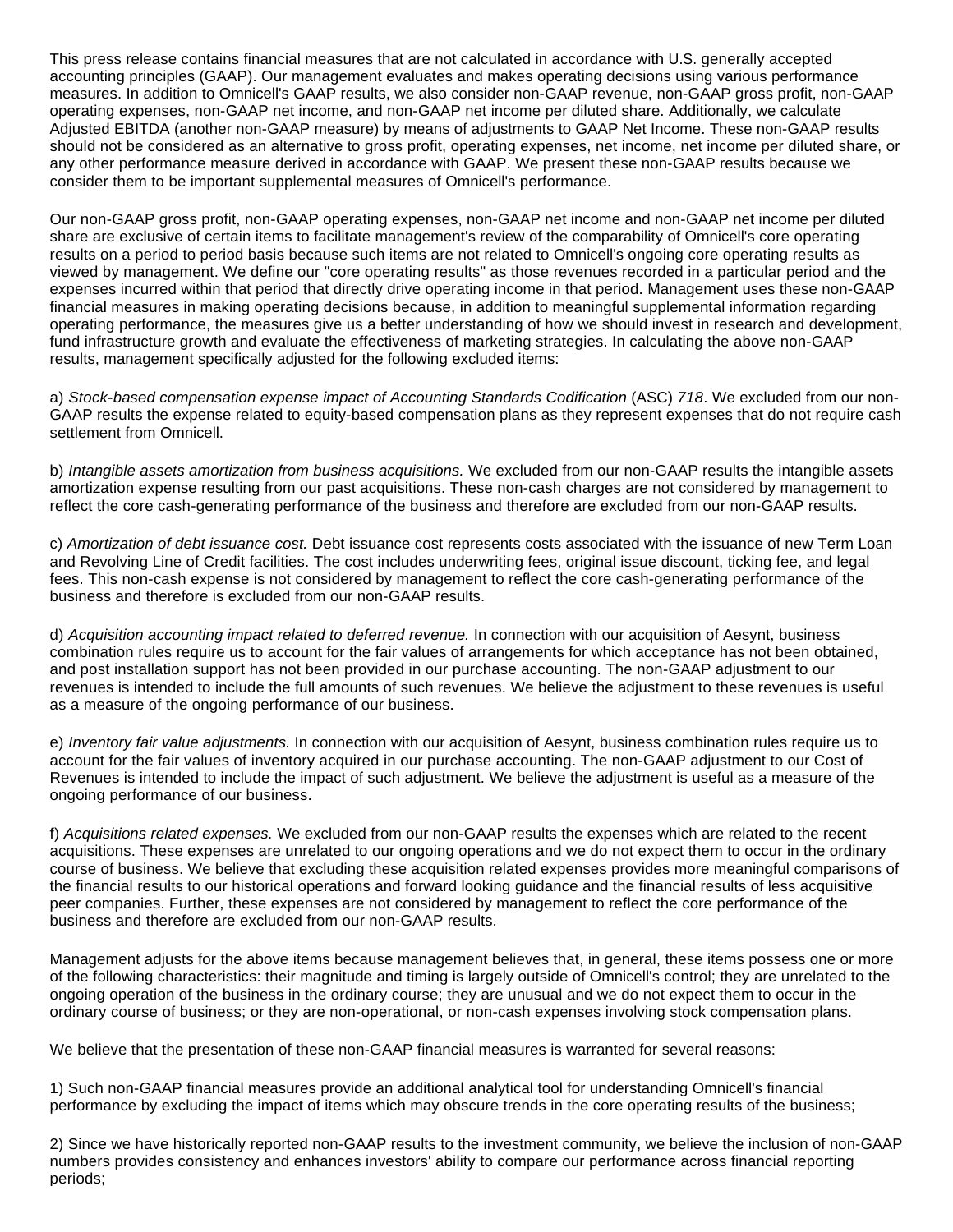This press release contains financial measures that are not calculated in accordance with U.S. generally accepted accounting principles (GAAP). Our management evaluates and makes operating decisions using various performance measures. In addition to Omnicell's GAAP results, we also consider non-GAAP revenue, non-GAAP gross profit, non-GAAP operating expenses, non-GAAP net income, and non-GAAP net income per diluted share. Additionally, we calculate Adjusted EBITDA (another non-GAAP measure) by means of adjustments to GAAP Net Income. These non-GAAP results should not be considered as an alternative to gross profit, operating expenses, net income, net income per diluted share, or any other performance measure derived in accordance with GAAP. We present these non-GAAP results because we consider them to be important supplemental measures of Omnicell's performance.

Our non-GAAP gross profit, non-GAAP operating expenses, non-GAAP net income and non-GAAP net income per diluted share are exclusive of certain items to facilitate management's review of the comparability of Omnicell's core operating results on a period to period basis because such items are not related to Omnicell's ongoing core operating results as viewed by management. We define our "core operating results" as those revenues recorded in a particular period and the expenses incurred within that period that directly drive operating income in that period. Management uses these non-GAAP financial measures in making operating decisions because, in addition to meaningful supplemental information regarding operating performance, the measures give us a better understanding of how we should invest in research and development, fund infrastructure growth and evaluate the effectiveness of marketing strategies. In calculating the above non-GAAP results, management specifically adjusted for the following excluded items:

a) *Stock-based compensation expense impact of Accounting Standards Codification* (ASC) *718*. We excluded from our non-GAAP results the expense related to equity-based compensation plans as they represent expenses that do not require cash settlement from Omnicell.

b) *Intangible assets amortization from business acquisitions.* We excluded from our non-GAAP results the intangible assets amortization expense resulting from our past acquisitions. These non-cash charges are not considered by management to reflect the core cash-generating performance of the business and therefore are excluded from our non-GAAP results.

c) *Amortization of debt issuance cost.* Debt issuance cost represents costs associated with the issuance of new Term Loan and Revolving Line of Credit facilities. The cost includes underwriting fees, original issue discount, ticking fee, and legal fees. This non-cash expense is not considered by management to reflect the core cash-generating performance of the business and therefore is excluded from our non-GAAP results.

d) *Acquisition accounting impact related to deferred revenue.* In connection with our acquisition of Aesynt, business combination rules require us to account for the fair values of arrangements for which acceptance has not been obtained, and post installation support has not been provided in our purchase accounting. The non-GAAP adjustment to our revenues is intended to include the full amounts of such revenues. We believe the adjustment to these revenues is useful as a measure of the ongoing performance of our business.

e) *Inventory fair value adjustments.* In connection with our acquisition of Aesynt, business combination rules require us to account for the fair values of inventory acquired in our purchase accounting. The non-GAAP adjustment to our Cost of Revenues is intended to include the impact of such adjustment. We believe the adjustment is useful as a measure of the ongoing performance of our business.

f) *Acquisitions related expenses.* We excluded from our non-GAAP results the expenses which are related to the recent acquisitions. These expenses are unrelated to our ongoing operations and we do not expect them to occur in the ordinary course of business. We believe that excluding these acquisition related expenses provides more meaningful comparisons of the financial results to our historical operations and forward looking guidance and the financial results of less acquisitive peer companies. Further, these expenses are not considered by management to reflect the core performance of the business and therefore are excluded from our non-GAAP results.

Management adjusts for the above items because management believes that, in general, these items possess one or more of the following characteristics: their magnitude and timing is largely outside of Omnicell's control; they are unrelated to the ongoing operation of the business in the ordinary course; they are unusual and we do not expect them to occur in the ordinary course of business; or they are non-operational, or non-cash expenses involving stock compensation plans.

We believe that the presentation of these non-GAAP financial measures is warranted for several reasons:

1) Such non-GAAP financial measures provide an additional analytical tool for understanding Omnicell's financial performance by excluding the impact of items which may obscure trends in the core operating results of the business;

2) Since we have historically reported non-GAAP results to the investment community, we believe the inclusion of non-GAAP numbers provides consistency and enhances investors' ability to compare our performance across financial reporting periods;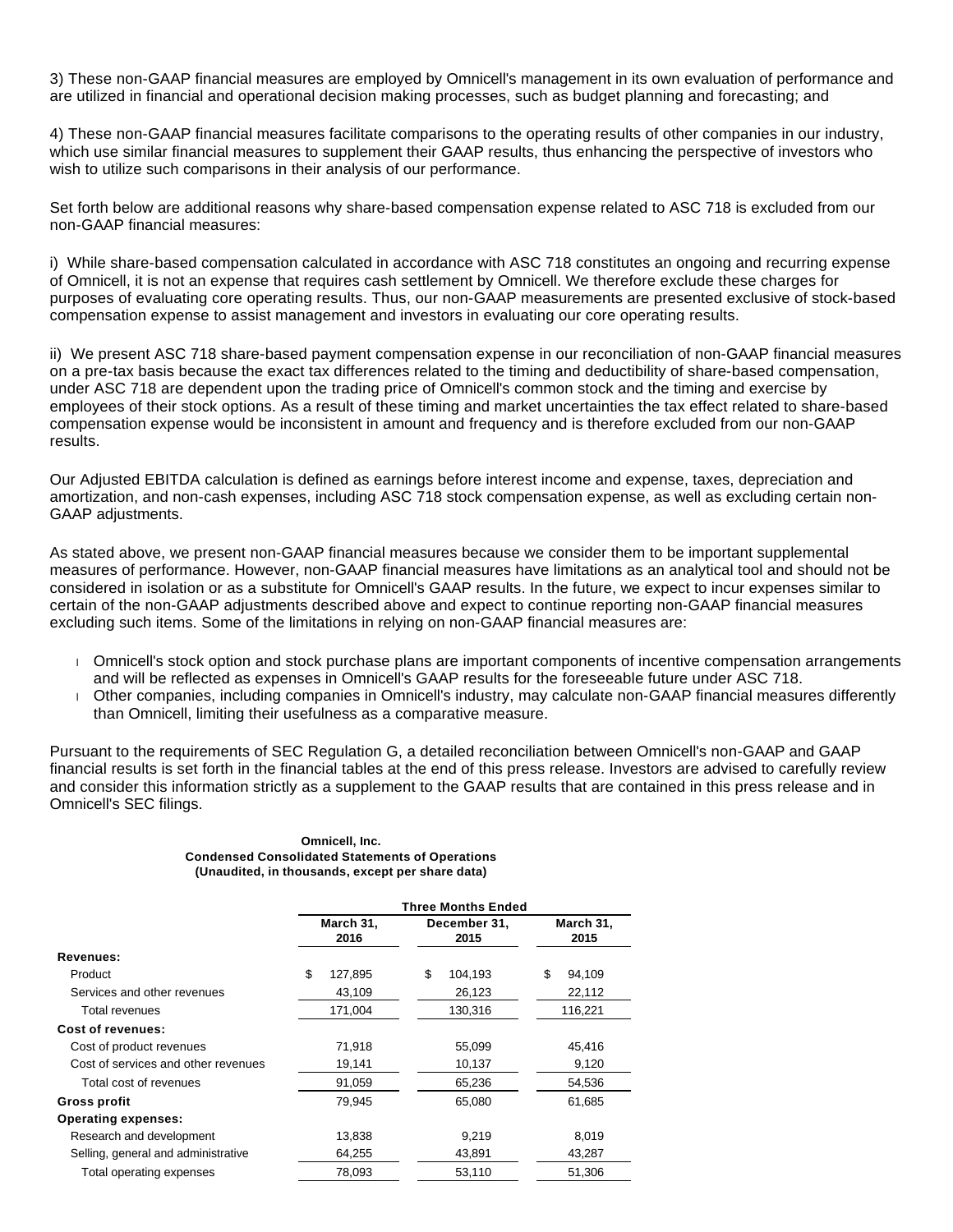3) These non-GAAP financial measures are employed by Omnicell's management in its own evaluation of performance and are utilized in financial and operational decision making processes, such as budget planning and forecasting; and

4) These non-GAAP financial measures facilitate comparisons to the operating results of other companies in our industry, which use similar financial measures to supplement their GAAP results, thus enhancing the perspective of investors who wish to utilize such comparisons in their analysis of our performance.

Set forth below are additional reasons why share-based compensation expense related to ASC 718 is excluded from our non-GAAP financial measures:

i) While share-based compensation calculated in accordance with ASC 718 constitutes an ongoing and recurring expense of Omnicell, it is not an expense that requires cash settlement by Omnicell. We therefore exclude these charges for purposes of evaluating core operating results. Thus, our non-GAAP measurements are presented exclusive of stock-based compensation expense to assist management and investors in evaluating our core operating results.

ii) We present ASC 718 share-based payment compensation expense in our reconciliation of non-GAAP financial measures on a pre-tax basis because the exact tax differences related to the timing and deductibility of share-based compensation, under ASC 718 are dependent upon the trading price of Omnicell's common stock and the timing and exercise by employees of their stock options. As a result of these timing and market uncertainties the tax effect related to share-based compensation expense would be inconsistent in amount and frequency and is therefore excluded from our non-GAAP results.

Our Adjusted EBITDA calculation is defined as earnings before interest income and expense, taxes, depreciation and amortization, and non-cash expenses, including ASC 718 stock compensation expense, as well as excluding certain non-GAAP adjustments.

As stated above, we present non-GAAP financial measures because we consider them to be important supplemental measures of performance. However, non-GAAP financial measures have limitations as an analytical tool and should not be considered in isolation or as a substitute for Omnicell's GAAP results. In the future, we expect to incur expenses similar to certain of the non-GAAP adjustments described above and expect to continue reporting non-GAAP financial measures excluding such items. Some of the limitations in relying on non-GAAP financial measures are:

- Omnicell's stock option and stock purchase plans are important components of incentive compensation arrangements and will be reflected as expenses in Omnicell's GAAP results for the foreseeable future under ASC 718.
- Other companies, including companies in Omnicell's industry, may calculate non-GAAP financial measures differently than Omnicell, limiting their usefulness as a comparative measure.

Pursuant to the requirements of SEC Regulation G, a detailed reconciliation between Omnicell's non-GAAP and GAAP financial results is set forth in the financial tables at the end of this press release. Investors are advised to carefully review and consider this information strictly as a supplement to the GAAP results that are contained in this press release and in Omnicell's SEC filings.

**Omnicell, Inc.**
**Condensed Consolidated Statements of Operations**
**(Unaudited, in thousands, except per share data)**

| | Three Months Ended | | |
|---|---|---|---|
| | March 31, 2016 | December 31, 2015 | March 31, 2015 |
| **Revenues:** | | | |
| Product | $ 127,895 | $ 104,193 | $ 94,109 |
| Services and other revenues | 43,109 | 26,123 | 22,112 |
| Total revenues | 171,004 | 130,316 | 116,221 |
| **Cost of revenues:** | | | |
| Cost of product revenues | 71,918 | 55,099 | 45,416 |
| Cost of services and other revenues | 19,141 | 10,137 | 9,120 |
| Total cost of revenues | 91,059 | 65,236 | 54,536 |
| **Gross profit** | 79,945 | 65,080 | 61,685 |
| **Operating expenses:** | | | |
| Research and development | 13,838 | 9,219 | 8,019 |
| Selling, general and administrative | 64,255 | 43,891 | 43,287 |
| Total operating expenses | 78,093 | 53,110 | 51,306 |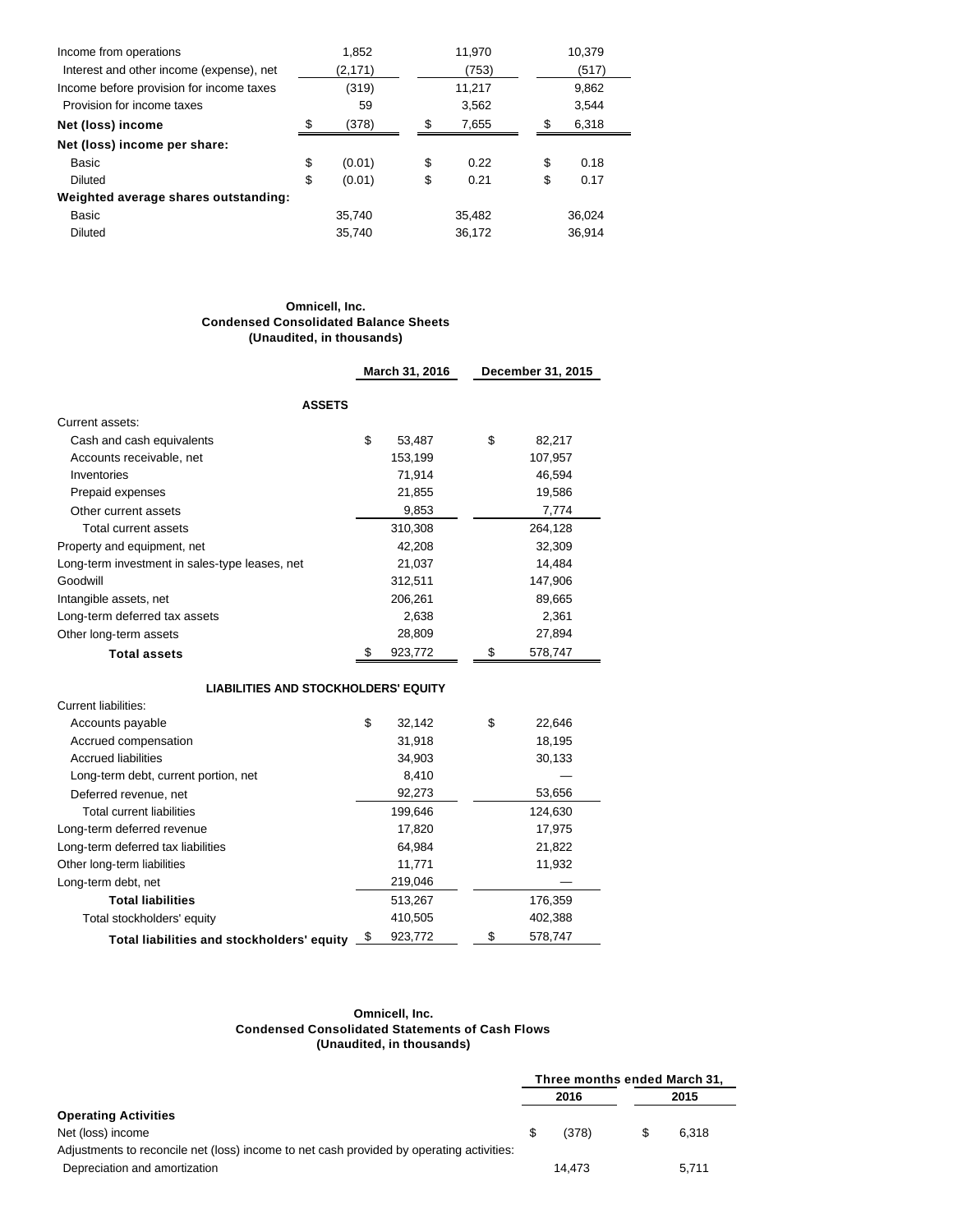| | | | |
|---|---|---|---|
| Income from operations | 1,852 | 11,970 | 10,379 |
| Interest and other income (expense), net | (2,171) | (753) | (517) |
| Income before provision for income taxes | (319) | 11,217 | 9,862 |
| Provision for income taxes | 59 | 3,562 | 3,544 |
| **Net (loss) income** | $ (378) | $ 7,655 | $ 6,318 |
| **Net (loss) income per share:** | | | |
| Basic | $ (0.01) | $ 0.22 | $ 0.18 |
| Diluted | $ (0.01) | $ 0.21 | $ 0.17 |
| **Weighted average shares outstanding:** | | | |
| Basic | 35,740 | 35,482 | 36,024 |
| Diluted | 35,740 | 36,172 | 36,914 |

**Omnicell, Inc.**
**Condensed Consolidated Balance Sheets**
**(Unaudited, in thousands)**

| | March 31, 2016 | December 31, 2015 |
|---|---|---|
| **ASSETS** | | |
| Current assets: | | |
| Cash and cash equivalents | $ 53,487 | $ 82,217 |
| Accounts receivable, net | 153,199 | 107,957 |
| Inventories | 71,914 | 46,594 |
| Prepaid expenses | 21,855 | 19,586 |
| Other current assets | 9,853 | 7,774 |
| Total current assets | 310,308 | 264,128 |
| Property and equipment, net | 42,208 | 32,309 |
| Long-term investment in sales-type leases, net | 21,037 | 14,484 |
| Goodwill | 312,511 | 147,906 |
| Intangible assets, net | 206,261 | 89,665 |
| Long-term deferred tax assets | 2,638 | 2,361 |
| Other long-term assets | 28,809 | 27,894 |
| **Total assets** | $ 923,772 | $ 578,747 |
| **LIABILITIES AND STOCKHOLDERS' EQUITY** | | |
| Current liabilities: | | |
| Accounts payable | $ 32,142 | $ 22,646 |
| Accrued compensation | 31,918 | 18,195 |
| Accrued liabilities | 34,903 | 30,133 |
| Long-term debt, current portion, net | 8,410 | — |
| Deferred revenue, net | 92,273 | 53,656 |
| Total current liabilities | 199,646 | 124,630 |
| Long-term deferred revenue | 17,820 | 17,975 |
| Long-term deferred tax liabilities | 64,984 | 21,822 |
| Other long-term liabilities | 11,771 | 11,932 |
| Long-term debt, net | 219,046 | — |
| **Total liabilities** | 513,267 | 176,359 |
| Total stockholders' equity | 410,505 | 402,388 |
| **Total liabilities and stockholders' equity** | $ 923,772 | $ 578,747 |

**Omnicell, Inc.**
**Condensed Consolidated Statements of Cash Flows**
**(Unaudited, in thousands)**

| | Three months ended March 31, | |
|---|---|---|
| | 2016 | 2015 |
| **Operating Activities** | | |
| Net (loss) income | $ (378) | $ 6,318 |
| Adjustments to reconcile net (loss) income to net cash provided by operating activities: | | |
| Depreciation and amortization | 14,473 | 5,711 |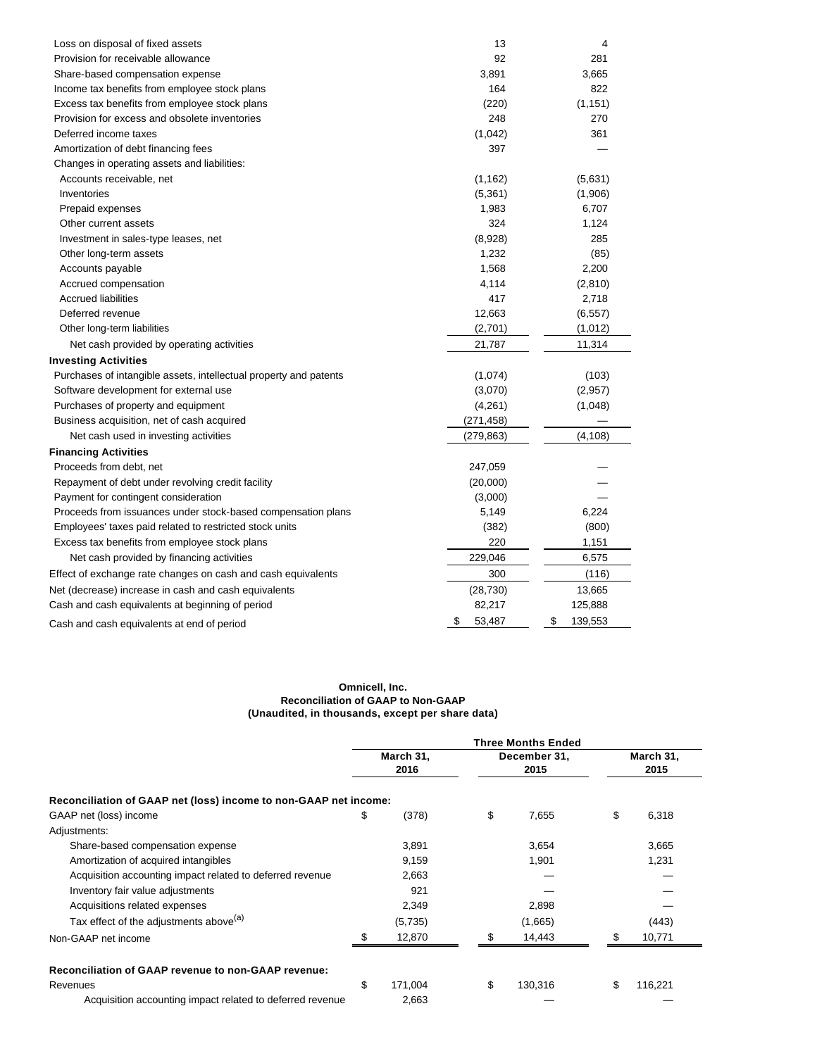| | | |
|---|---|---|
| Loss on disposal of fixed assets | 13 | 4 |
| Provision for receivable allowance | 92 | 281 |
| Share-based compensation expense | 3,891 | 3,665 |
| Income tax benefits from employee stock plans | 164 | 822 |
| Excess tax benefits from employee stock plans | (220) | (1,151) |
| Provision for excess and obsolete inventories | 248 | 270 |
| Deferred income taxes | (1,042) | 361 |
| Amortization of debt financing fees | 397 | — |
| Changes in operating assets and liabilities: | | |
| Accounts receivable, net | (1,162) | (5,631) |
| Inventories | (5,361) | (1,906) |
| Prepaid expenses | 1,983 | 6,707 |
| Other current assets | 324 | 1,124 |
| Investment in sales-type leases, net | (8,928) | 285 |
| Other long-term assets | 1,232 | (85) |
| Accounts payable | 1,568 | 2,200 |
| Accrued compensation | 4,114 | (2,810) |
| Accrued liabilities | 417 | 2,718 |
| Deferred revenue | 12,663 | (6,557) |
| Other long-term liabilities | (2,701) | (1,012) |
| Net cash provided by operating activities | 21,787 | 11,314 |
| **Investing Activities** | | |
| Purchases of intangible assets, intellectual property and patents | (1,074) | (103) |
| Software development for external use | (3,070) | (2,957) |
| Purchases of property and equipment | (4,261) | (1,048) |
| Business acquisition, net of cash acquired | (271,458) | — |
| Net cash used in investing activities | (279,863) | (4,108) |
| **Financing Activities** | | |
| Proceeds from debt, net | 247,059 | — |
| Repayment of debt under revolving credit facility | (20,000) | — |
| Payment for contingent consideration | (3,000) | — |
| Proceeds from issuances under stock-based compensation plans | 5,149 | 6,224 |
| Employees' taxes paid related to restricted stock units | (382) | (800) |
| Excess tax benefits from employee stock plans | 220 | 1,151 |
| Net cash provided by financing activities | 229,046 | 6,575 |
| Effect of exchange rate changes on cash and cash equivalents | 300 | (116) |
| Net (decrease) increase in cash and cash equivalents | (28,730) | 13,665 |
| Cash and cash equivalents at beginning of period | 82,217 | 125,888 |
| Cash and cash equivalents at end of period | $ 53,487 | $ 139,553 |

**Omnicell, Inc.**
**Reconciliation of GAAP to Non-GAAP**
**(Unaudited, in thousands, except per share data)**

| | Three Months Ended | | |
|---|---|---|---|
| | March 31, 2016 | December 31, 2015 | March 31, 2015 |
| **Reconciliation of GAAP net (loss) income to non-GAAP net income:** | | | |
| GAAP net (loss) income | $ (378) | $ 7,655 | $ 6,318 |
| Adjustments: | | | |
| Share-based compensation expense | 3,891 | 3,654 | 3,665 |
| Amortization of acquired intangibles | 9,159 | 1,901 | 1,231 |
| Acquisition accounting impact related to deferred revenue | 2,663 | — | — |
| Inventory fair value adjustments | 921 | — | — |
| Acquisitions related expenses | 2,349 | 2,898 | — |
| Tax effect of the adjustments above[(a)] | (5,735) | (1,665) | (443) |
| Non-GAAP net income | $ 12,870 | $ 14,443 | $ 10,771 |
| **Reconciliation of GAAP revenue to non-GAAP revenue:** | | | |
| Revenues | $ 171,004 | $ 130,316 | $ 116,221 |
| Acquisition accounting impact related to deferred revenue | 2,663 | — | — |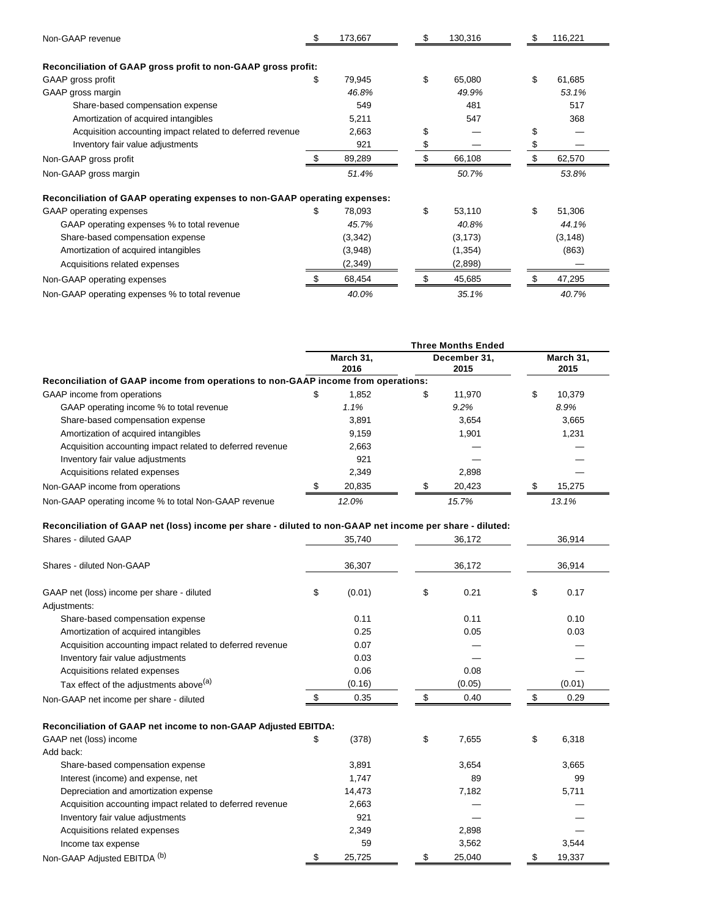| | | | |
|---|---|---|---|
| Non-GAAP revenue | $ 173,667 | $ 130,316 | $ 116,221 |
| **Reconciliation of GAAP gross profit to non-GAAP gross profit:** | | | |
| GAAP gross profit | $ 79,945 | $ 65,080 | $ 61,685 |
| GAAP gross margin | *46.8%* | *49.9%* | *53.1%* |
| Share-based compensation expense | 549 | 481 | 517 |
| Amortization of acquired intangibles | 5,211 | 547 | 368 |
| Acquisition accounting impact related to deferred revenue | 2,663 | $ — | $ — |
| Inventory fair value adjustments | 921 | $ — | $ — |
| Non-GAAP gross profit | $ 89,289 | $ 66,108 | $ 62,570 |
| Non-GAAP gross margin | *51.4%* | *50.7%* | *53.8%* |
| **Reconciliation of GAAP operating expenses to non-GAAP operating expenses:** | | | |
| GAAP operating expenses | $ 78,093 | $ 53,110 | $ 51,306 |
| GAAP operating expenses % to total revenue | *45.7%* | *40.8%* | *44.1%* |
| Share-based compensation expense | (3,342) | (3,173) | (3,148) |
| Amortization of acquired intangibles | (3,948) | (1,354) | (863) |
| Acquisitions related expenses | (2,349) | (2,898) | — |
| Non-GAAP operating expenses | $ 68,454 | $ 45,685 | $ 47,295 |
| Non-GAAP operating expenses % to total revenue | *40.0%* | *35.1%* | *40.7%* |

| | Three Months Ended | | |
|---|---|---|---|
| | **March 31, 2016** | **December 31, 2015** | **March 31, 2015** |
| **Reconciliation of GAAP income from operations to non-GAAP income from operations:** | | | |
| GAAP income from operations | $ 1,852 | $ 11,970 | $ 10,379 |
| GAAP operating income % to total revenue | *1.1%* | *9.2%* | *8.9%* |
| Share-based compensation expense | 3,891 | 3,654 | 3,665 |
| Amortization of acquired intangibles | 9,159 | 1,901 | 1,231 |
| Acquisition accounting impact related to deferred revenue | 2,663 | — | — |
| Inventory fair value adjustments | 921 | — | — |
| Acquisitions related expenses | 2,349 | 2,898 | — |
| Non-GAAP income from operations | $ 20,835 | $ 20,423 | $ 15,275 |
| Non-GAAP operating income % to total Non-GAAP revenue | *12.0%* | *15.7%* | *13.1%* |
| **Reconciliation of GAAP net (loss) income per share - diluted to non-GAAP net income per share - diluted:** | | | |
| Shares - diluted GAAP | 35,740 | 36,172 | 36,914 |
| Shares - diluted Non-GAAP | 36,307 | 36,172 | 36,914 |
| GAAP net (loss) income per share - diluted | $ (0.01) | $ 0.21 | $ 0.17 |
| Adjustments: | | | |
| Share-based compensation expense | 0.11 | 0.11 | 0.10 |
| Amortization of acquired intangibles | 0.25 | 0.05 | 0.03 |
| Acquisition accounting impact related to deferred revenue | 0.07 | — | — |
| Inventory fair value adjustments | 0.03 | — | — |
| Acquisitions related expenses | 0.06 | 0.08 | — |
| Tax effect of the adjustments above[(a)] | (0.16) | (0.05) | (0.01) |
| Non-GAAP net income per share - diluted | $ 0.35 | $ 0.40 | $ 0.29 |
| **Reconciliation of GAAP net income to non-GAAP Adjusted EBITDA:** | | | |
| GAAP net (loss) income | $ (378) | $ 7,655 | $ 6,318 |
| Add back: | | | |
| Share-based compensation expense | 3,891 | 3,654 | 3,665 |
| Interest (income) and expense, net | 1,747 | 89 | 99 |
| Depreciation and amortization expense | 14,473 | 7,182 | 5,711 |
| Acquisition accounting impact related to deferred revenue | 2,663 | — | — |
| Inventory fair value adjustments | 921 | — | — |
| Acquisitions related expenses | 2,349 | 2,898 | — |
| Income tax expense | 59 | 3,562 | 3,544 |
| Non-GAAP Adjusted EBITDA [(b)] | $ 25,725 | $ 25,040 | $ 19,337 |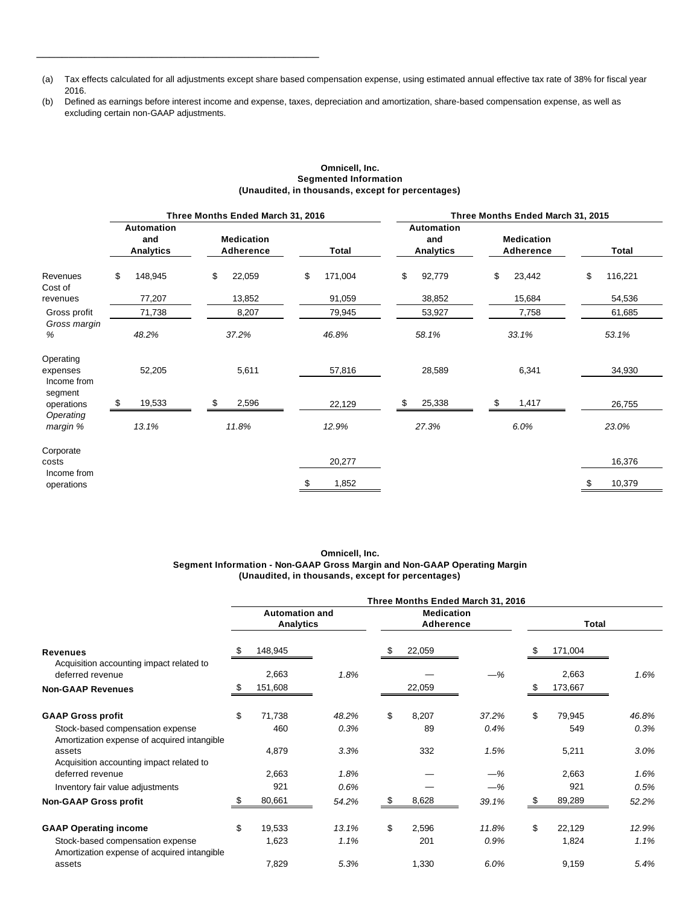(a) Tax effects calculated for all adjustments except share based compensation expense, using estimated annual effective tax rate of 38% for fiscal year 2016.

(b) Defined as earnings before interest income and expense, taxes, depreciation and amortization, share-based compensation expense, as well as excluding certain non-GAAP adjustments.

**Omnicell, Inc.**
**Segmented Information**
**(Unaudited, in thousands, except for percentages)**

| | Three Months Ended March 31, 2016 | | | Three Months Ended March 31, 2015 | | |
|---|---|---|---|---|---|---|
| | Automation and Analytics | Medication Adherence | Total | Automation and Analytics | Medication Adherence | Total |
| Revenues | $ 148,945 | $ 22,059 | $ 171,004 | $ 92,779 | $ 23,442 | $ 116,221 |
| Cost of revenues | 77,207 | 13,852 | 91,059 | 38,852 | 15,684 | 54,536 |
| Gross profit | 71,738 | 8,207 | 79,945 | 53,927 | 7,758 | 61,685 |
| *Gross margin %* | *48.2%* | *37.2%* | *46.8%* | *58.1%* | *33.1%* | *53.1%* |
| Operating expenses | 52,205 | 5,611 | 57,816 | 28,589 | 6,341 | 34,930 |
| Income from segment operations | $ 19,533 | $ 2,596 | 22,129 | $ 25,338 | $ 1,417 | 26,755 |
| *Operating margin %* | *13.1%* | *11.8%* | *12.9%* | *27.3%* | *6.0%* | *23.0%* |
| Corporate costs | | | 20,277 | | | 16,376 |
| Income from operations | | | $ 1,852 | | | $ 10,379 |

**Omnicell, Inc.**
**Segment Information - Non-GAAP Gross Margin and Non-GAAP Operating Margin**
**(Unaudited, in thousands, except for percentages)**

| | Three Months Ended March 31, 2016 | | | | | |
|---|---|---|---|---|---|---|
| | Automation and Analytics | | Medication Adherence | | Total | |
| **Revenues** | $ 148,945 | | $ 22,059 | | $ 171,004 | |
| Acquisition accounting impact related to deferred revenue | 2,663 | *1.8%* | — | *—%* | 2,663 | *1.6%* |
| **Non-GAAP Revenues** | $ 151,608 | | 22,059 | | $ 173,667 | |
| **GAAP Gross profit** | $ 71,738 | *48.2%* | $ 8,207 | *37.2%* | $ 79,945 | *46.8%* |
| Stock-based compensation expense | 460 | *0.3%* | 89 | *0.4%* | 549 | *0.3%* |
| Amortization expense of acquired intangible assets | 4,879 | *3.3%* | 332 | *1.5%* | 5,211 | *3.0%* |
| Acquisition accounting impact related to deferred revenue | 2,663 | *1.8%* | — | *—%* | 2,663 | *1.6%* |
| Inventory fair value adjustments | 921 | *0.6%* | — | *—%* | 921 | *0.5%* |
| **Non-GAAP Gross profit** | $ 80,661 | *54.2%* | $ 8,628 | *39.1%* | $ 89,289 | *52.2%* |
| **GAAP Operating income** | $ 19,533 | *13.1%* | $ 2,596 | *11.8%* | $ 22,129 | *12.9%* |
| Stock-based compensation expense | 1,623 | *1.1%* | 201 | *0.9%* | 1,824 | *1.1%* |
| Amortization expense of acquired intangible assets | 7,829 | *5.3%* | 1,330 | *6.0%* | 9,159 | *5.4%* |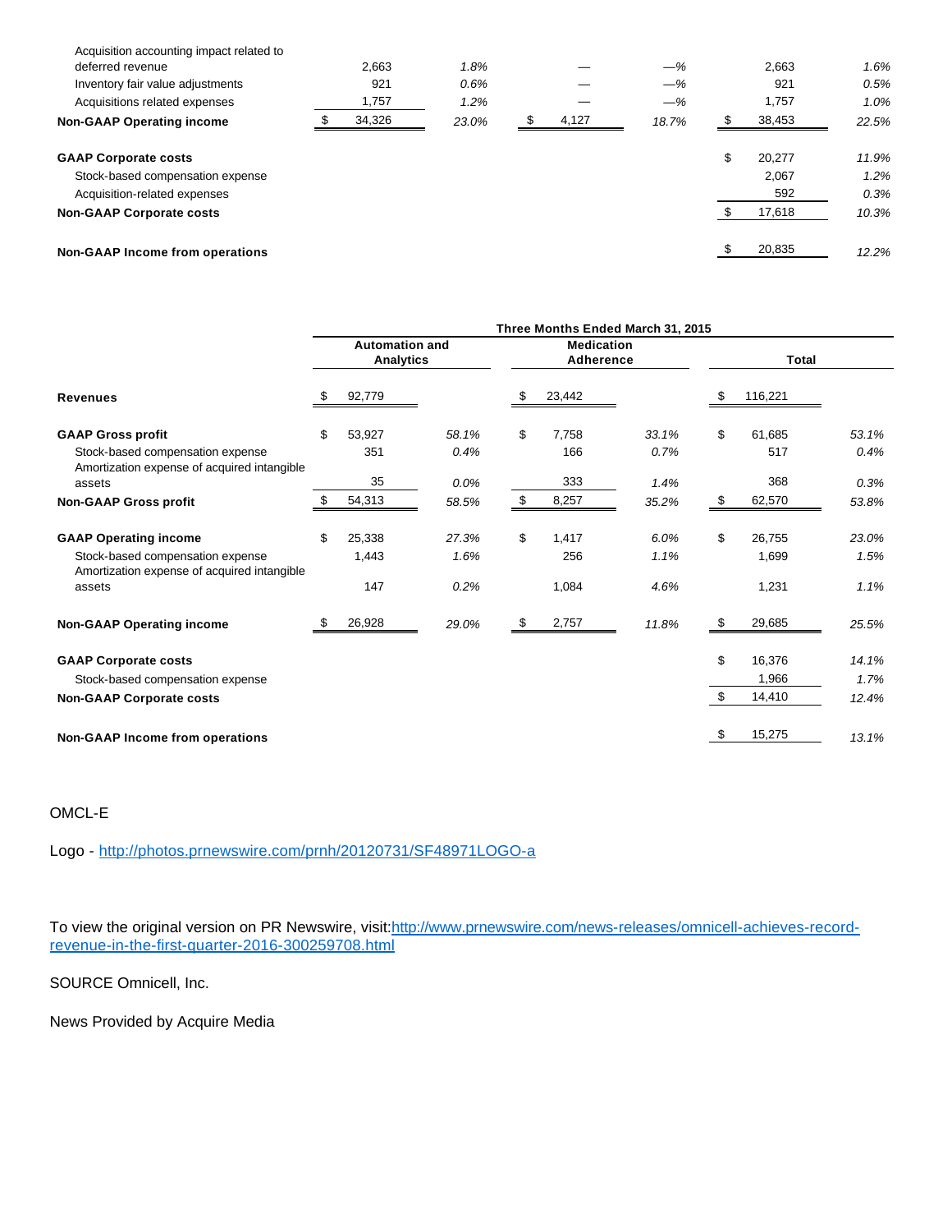| | | | | | | | | | | | | |
|---|---|---|---|---|---|---|---|---|---|---|---|---|
| Acquisition accounting impact related to deferred revenue | | 2,663 | 1.8% | | — | —% | | 2,663 | 1.6% |
| Inventory fair value adjustments | | 921 | 0.6% | | — | —% | | 921 | 0.5% |
| Acquisitions related expenses | | 1,757 | 1.2% | | — | —% | | 1,757 | 1.0% |
| **Non-GAAP Operating income** | $ | 34,326 | 23.0% | $ | 4,127 | 18.7% | $ | 38,453 | 22.5% |
| | | | | | | | | | |
| **GAAP Corporate costs** | | | | | | | $ | 20,277 | 11.9% |
| Stock-based compensation expense | | | | | | | | 2,067 | 1.2% |
| Acquisition-related expenses | | | | | | | | 592 | 0.3% |
| **Non-GAAP Corporate costs** | | | | | | | $ | 17,618 | 10.3% |
| | | | | | | | | | |
| **Non-GAAP Income from operations** | | | | | | | $ | 20,835 | 12.2% |

| | Three Months Ended March 31, 2015 | | | | | | | | |
|---|---|---|---|---|---|---|---|---|---|
| | Automation and Analytics | | | Medication Adherence | | | Total | | |
| **Revenues** | $ | 92,779 | | $ | 23,442 | | $ | 116,221 | |
| | | | | | | | | | |
| **GAAP Gross profit** | $ | 53,927 | 58.1% | $ | 7,758 | 33.1% | $ | 61,685 | 53.1% |
| Stock-based compensation expense | | 351 | 0.4% | | 166 | 0.7% | | 517 | 0.4% |
| Amortization expense of acquired intangible assets | | 35 | 0.0% | | 333 | 1.4% | | 368 | 0.3% |
| **Non-GAAP Gross profit** | $ | 54,313 | 58.5% | $ | 8,257 | 35.2% | $ | 62,570 | 53.8% |
| | | | | | | | | | |
| **GAAP Operating income** | $ | 25,338 | 27.3% | $ | 1,417 | 6.0% | $ | 26,755 | 23.0% |
| Stock-based compensation expense | | 1,443 | 1.6% | | 256 | 1.1% | | 1,699 | 1.5% |
| Amortization expense of acquired intangible assets | | 147 | 0.2% | | 1,084 | 4.6% | | 1,231 | 1.1% |
| **Non-GAAP Operating income** | $ | 26,928 | 29.0% | $ | 2,757 | 11.8% | $ | 29,685 | 25.5% |
| | | | | | | | | | |
| **GAAP Corporate costs** | | | | | | | $ | 16,376 | 14.1% |
| Stock-based compensation expense | | | | | | | | 1,966 | 1.7% |
| **Non-GAAP Corporate costs** | | | | | | | $ | 14,410 | 12.4% |
| | | | | | | | | | |
| **Non-GAAP Income from operations** | | | | | | | $ | 15,275 | 13.1% |

OMCL-E

Logo - http://photos.prnewswire.com/prnh/20120731/SF48971LOGO-a

To view the original version on PR Newswire, visit:http://www.prnewswire.com/news-releases/omnicell-achieves-record-revenue-in-the-first-quarter-2016-300259708.html

SOURCE Omnicell, Inc.

News Provided by Acquire Media